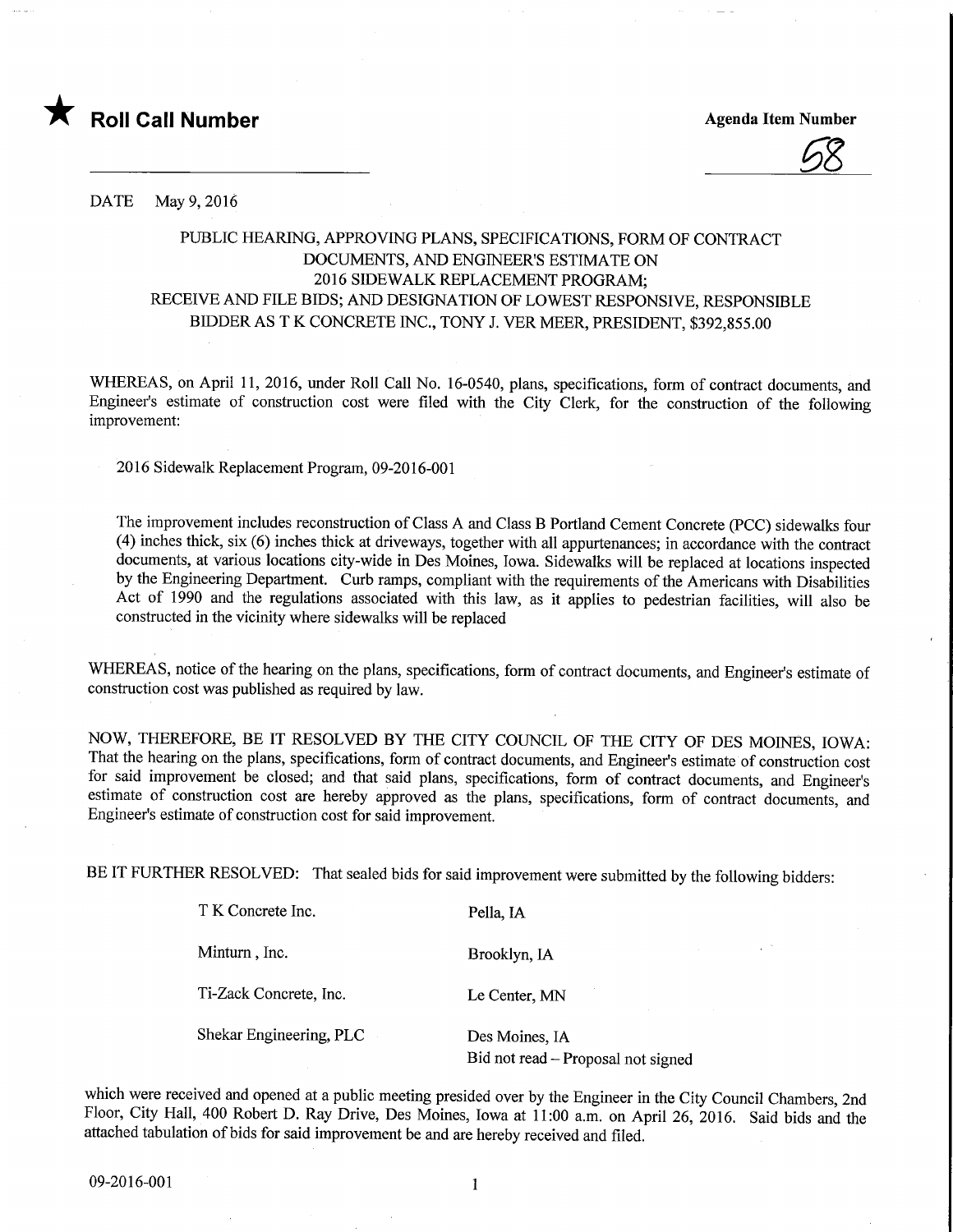★ **Roll Call Number**

**Agenda Item Number**

58

DATE May 9, 2016

PUBLIC HEARING, APPROVING PLANS, SPECIFICATIONS, FORM OF CONTRACT DOCUMENTS, AND ENGINEER'S ESTIMATE ON 2016 SIDEWALK REPLACEMENT PROGRAM; RECEIVE AND FILE BIDS; AND DESIGNATION OF LOWEST RESPONSIVE, RESPONSIBLE BIDDER AS T K CONCRETE INC., TONY J. VER MEER, PRESIDENT, $392,855.00

WHEREAS, on April 11, 2016, under Roll Call No. 16-0540, plans, specifications, form of contract documents, and Engineer's estimate of construction cost were filed with the City Clerk, for the construction of the following improvement:

2016 Sidewalk Replacement Program, 09-2016-001

The improvement includes reconstruction of Class A and Class B Portland Cement Concrete (PCC) sidewalks four (4) inches thick, six (6) inches thick at driveways, together with all appurtenances; in accordance with the contract documents, at various locations city-wide in Des Moines, Iowa. Sidewalks will be replaced at locations inspected by the Engineering Department. Curb ramps, compliant with the requirements of the Americans with Disabilities Act of 1990 and the regulations associated with this law, as it applies to pedestrian facilities, will also be constructed in the vicinity where sidewalks will be replaced

WHEREAS, notice of the hearing on the plans, specifications, form of contract documents, and Engineer's estimate of construction cost was published as required by law.

NOW, THEREFORE, BE IT RESOLVED BY THE CITY COUNCIL OF THE CITY OF DES MOINES, IOWA: That the hearing on the plans, specifications, form of contract documents, and Engineer's estimate of construction cost for said improvement be closed; and that said plans, specifications, form of contract documents, and Engineer's estimate of construction cost are hereby approved as the plans, specifications, form of contract documents, and Engineer's estimate of construction cost for said improvement.

BE IT FURTHER RESOLVED: That sealed bids for said improvement were submitted by the following bidders:

| | |
|---|---|
| T K Concrete Inc. | Pella, IA |
| Minturn , Inc. | Brooklyn, IA |
| Ti-Zack Concrete, Inc. | Le Center, MN |
| Shekar Engineering, PLC | Des Moines, IA<br>Bid not read – Proposal not signed |

which were received and opened at a public meeting presided over by the Engineer in the City Council Chambers, 2nd Floor, City Hall, 400 Robert D. Ray Drive, Des Moines, Iowa at 11:00 a.m. on April 26, 2016. Said bids and the attached tabulation of bids for said improvement be and are hereby received and filed.

09-2016-001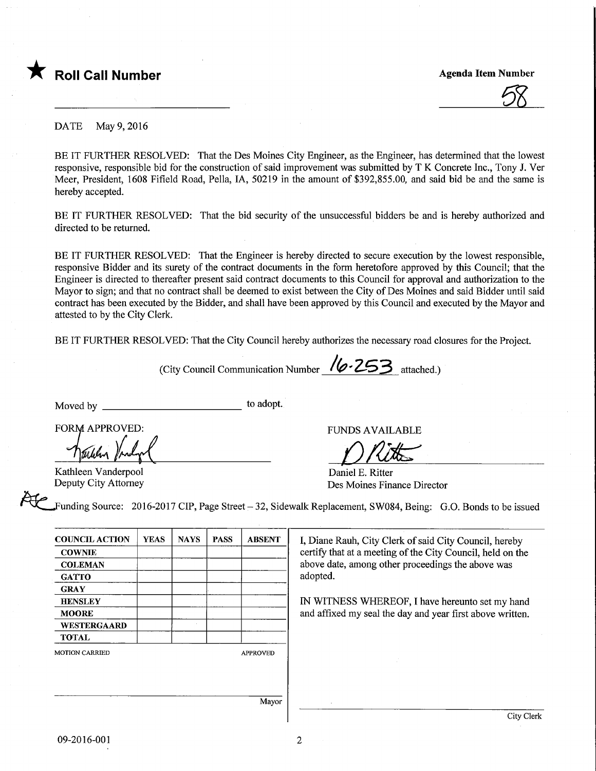★ **Roll Call Number**

**Agenda Item Number**

58

DATE May 9, 2016

BE IT FURTHER RESOLVED: That the Des Moines City Engineer, as the Engineer, has determined that the lowest responsive, responsible bid for the construction of said improvement was submitted by T K Concrete Inc., Tony J. Ver Meer, President, 1608 Fifield Road, Pella, IA, 50219 in the amount of $392,855.00, and said bid be and the same is hereby accepted.

BE IT FURTHER RESOLVED: That the bid security of the unsuccessful bidders be and is hereby authorized and directed to be returned.

BE IT FURTHER RESOLVED: That the Engineer is hereby directed to secure execution by the lowest responsible, responsive Bidder and its surety of the contract documents in the form heretofore approved by this Council; that the Engineer is directed to thereafter present said contract documents to this Council for approval and authorization to the Mayor to sign; and that no contract shall be deemed to exist between the City of Des Moines and said Bidder until said contract has been executed by the Bidder, and shall have been approved by this Council and executed by the Mayor and attested to by the City Clerk.

BE IT FURTHER RESOLVED: That the City Council hereby authorizes the necessary road closures for the Project.

(City Council Communication Number 16-253 attached.)

Moved by ________________________ to adopt.

FORM APPROVED:

Kathleen Vanderpool
Deputy City Attorney

FUNDS AVAILABLE

Daniel E. Ritter
Des Moines Finance Director

Funding Source: 2016-2017 CIP, Page Street – 32, Sidewalk Replacement, SW084, Being: G.O. Bonds to be issued

| COUNCIL ACTION | YEAS | NAYS | PASS | ABSENT |
|---|---|---|---|---|
| COWNIE | | | | |
| COLEMAN | | | | |
| GATTO | | | | |
| GRAY | | | | |
| HENSLEY | | | | |
| MOORE | | | | |
| WESTERGAARD | | | | |
| TOTAL | | | | |

MOTION CARRIED APPROVED

Mayor

I, Diane Rauh, City Clerk of said City Council, hereby certify that at a meeting of the City Council, held on the above date, among other proceedings the above was adopted.

IN WITNESS WHEREOF, I have hereunto set my hand and affixed my seal the day and year first above written.

City Clerk

09-2016-001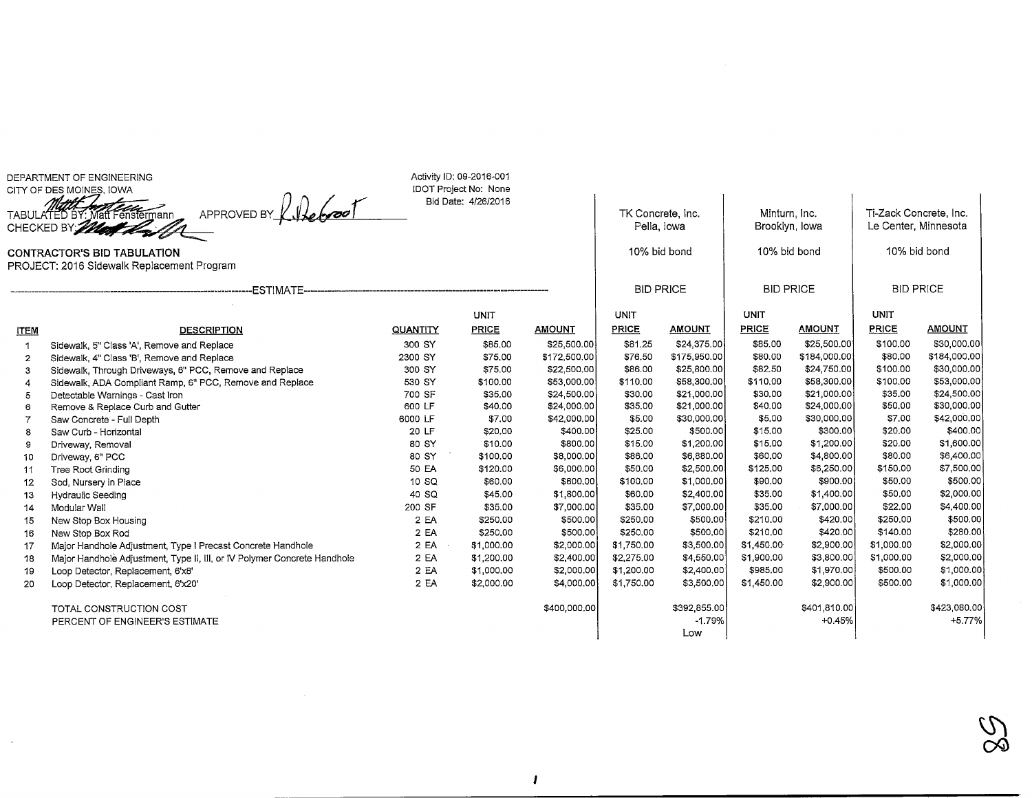DEPARTMENT OF ENGINEERING
CITY OF DES MOINES, IOWA

TABULATED BY: Matt Fenstermann   APPROVED BY: R. DeGroot
CHECKED BY: 

Activity ID: 09-2016-001
IDOT Project No: None
Bid Date: 4/26/2016

**CONTRACTOR'S BID TABULATION**
PROJECT: 2016 Sidewalk Replacement Program

| | | | ESTIMATE | | TK Concrete, Inc. Pella, Iowa | | Minturn, Inc. Brooklyn, Iowa | | Ti-Zack Concrete, Inc. Le Center, Minnesota | |
|---|---|---|---|---|---|---|---|---|---|---|
| | | | | | 10% bid bond | | 10% bid bond | | 10% bid bond | |
| | | | | | BID PRICE | | BID PRICE | | BID PRICE | |
| **ITEM** | **DESCRIPTION** | **QUANTITY** | **UNIT PRICE** | **AMOUNT** | **UNIT PRICE** | **AMOUNT** | **UNIT PRICE** | **AMOUNT** | **UNIT PRICE** | **AMOUNT** |
| 1 | Sidewalk, 5" Class 'A', Remove and Replace | 300 SY | $85.00 | $25,500.00 | $81.25 | $24,375.00 | $85.00 | $25,500.00 | $100.00 | $30,000.00 |
| 2 | Sidewalk, 4" Class 'B', Remove and Replace | 2300 SY | $75.00 | $172,500.00 | $76.50 | $175,950.00 | $80.00 | $184,000.00 | $80.00 | $184,000.00 |
| 3 | Sidewalk, Through Driveways, 6" PCC, Remove and Replace | 300 SY | $75.00 | $22,500.00 | $86.00 | $25,800.00 | $82.50 | $24,750.00 | $100.00 | $30,000.00 |
| 4 | Sidewalk, ADA Compliant Ramp, 6" PCC, Remove and Replace | 530 SY | $100.00 | $53,000.00 | $110.00 | $58,300.00 | $110.00 | $58,300.00 | $100.00 | $53,000.00 |
| 5 | Detectable Warnings - Cast Iron | 700 SF | $35.00 | $24,500.00 | $30.00 | $21,000.00 | $30.00 | $21,000.00 | $35.00 | $24,500.00 |
| 6 | Remove & Replace Curb and Gutter | 600 LF | $40.00 | $24,000.00 | $35.00 | $21,000.00 | $40.00 | $24,000.00 | $50.00 | $30,000.00 |
| 7 | Saw Concrete - Full Depth | 6000 LF | $7.00 | $42,000.00 | $5.00 | $30,000.00 | $5.00 | $30,000.00 | $7.00 | $42,000.00 |
| 8 | Saw Curb - Horizontal | 20 LF | $20.00 | $400.00 | $25.00 | $500.00 | $15.00 | $300.00 | $20.00 | $400.00 |
| 9 | Driveway, Removal | 80 SY | $10.00 | $800.00 | $15.00 | $1,200.00 | $15.00 | $1,200.00 | $20.00 | $1,600.00 |
| 10 | Driveway, 6" PCC | 80 SY | $100.00 | $8,000.00 | $86.00 | $6,880.00 | $60.00 | $4,800.00 | $80.00 | $6,400.00 |
| 11 | Tree Root Grinding | 50 EA | $120.00 | $6,000.00 | $50.00 | $2,500.00 | $125.00 | $6,250.00 | $150.00 | $7,500.00 |
| 12 | Sod, Nursery in Place | 10 SQ | $60.00 | $600.00 | $100.00 | $1,000.00 | $90.00 | $900.00 | $50.00 | $500.00 |
| 13 | Hydraulic Seeding | 40 SQ | $45.00 | $1,800.00 | $60.00 | $2,400.00 | $35.00 | $1,400.00 | $50.00 | $2,000.00 |
| 14 | Modular Wall | 200 SF | $35.00 | $7,000.00 | $35.00 | $7,000.00 | $35.00 | $7,000.00 | $22.00 | $4,400.00 |
| 15 | New Stop Box Housing | 2 EA | $250.00 | $500.00 | $250.00 | $500.00 | $210.00 | $420.00 | $250.00 | $500.00 |
| 16 | New Stop Box Rod | 2 EA | $250.00 | $500.00 | $250.00 | $500.00 | $210.00 | $420.00 | $140.00 | $280.00 |
| 17 | Major Handhole Adjustment, Type I Precast Concrete Handhole | 2 EA | $1,000.00 | $2,000.00 | $1,750.00 | $3,500.00 | $1,450.00 | $2,900.00 | $1,000.00 | $2,000.00 |
| 18 | Major Handhole Adjustment, Type II, III, or IV Polymer Concrete Handhole | 2 EA | $1,200.00 | $2,400.00 | $2,275.00 | $4,550.00 | $1,900.00 | $3,800.00 | $1,000.00 | $2,000.00 |
| 19 | Loop Detector, Replacement, 6'x8' | 2 EA | $1,000.00 | $2,000.00 | $1,200.00 | $2,400.00 | $985.00 | $1,970.00 | $500.00 | $1,000.00 |
| 20 | Loop Detector, Replacement, 6'x20' | 2 EA | $2,000.00 | $4,000.00 | $1,750.00 | $3,500.00 | $1,450.00 | $2,900.00 | $500.00 | $1,000.00 |
| | TOTAL CONSTRUCTION COST | | | $400,000.00 | | $392,855.00 | | $401,810.00 | | $423,080.00 |
| | PERCENT OF ENGINEER'S ESTIMATE | | | | | -1.79% | | +0.45% | | +5.77% |
| | | | | | | Low | | | | |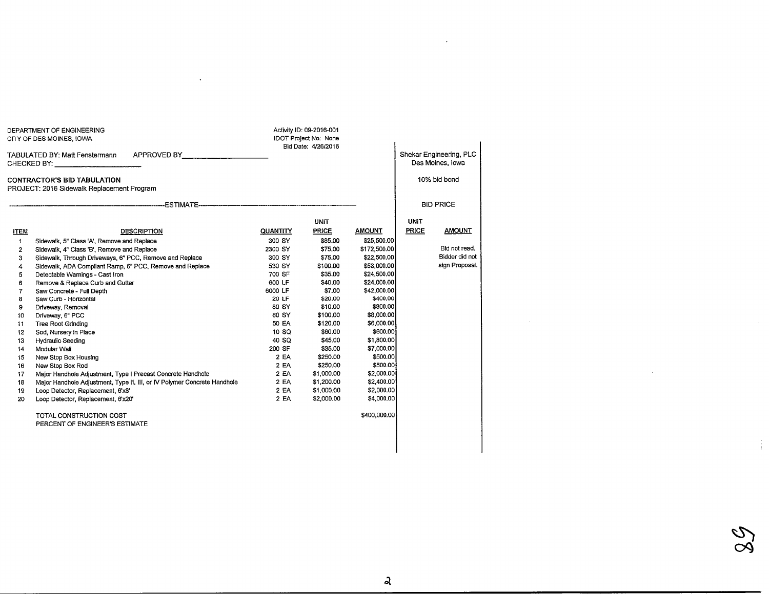DEPARTMENT OF ENGINEERING
CITY OF DES MOINES, IOWA

Activity ID: 09-2016-001
IDOT Project No: None
Bid Date: 4/26/2016

TABULATED BY: Matt Fenstermann APPROVED BY____________________
CHECKED BY: ____________________

**CONTRACTOR'S BID TABULATION**
PROJECT: 2016 Sidewalk Replacement Program

Shekar Engineering, PLC
Des Moines, Iowa

10% bid bond

| | | ESTIMATE | | | BID PRICE | |
|---|---|---|---|---|---|---|
| **ITEM** | **DESCRIPTION** | **QUANTITY** | **UNIT PRICE** | **AMOUNT** | **UNIT PRICE** | **AMOUNT** |
| 1 | Sidewalk, 5" Class 'A', Remove and Replace | 300 SY | $85.00 | $25,500.00 | | |
| 2 | Sidewalk, 4" Class 'B', Remove and Replace | 2300 SY | $75.00 | $172,500.00 | | Bid not read. |
| 3 | Sidewalk, Through Driveways, 6" PCC, Remove and Replace | 300 SY | $75.00 | $22,500.00 | | Bidder did not |
| 4 | Sidewalk, ADA Compliant Ramp, 6" PCC, Remove and Replace | 530 SY | $100.00 | $53,000.00 | | sign Proposal. |
| 5 | Detectable Warnings - Cast Iron | 700 SF | $35.00 | $24,500.00 | | |
| 6 | Remove & Replace Curb and Gutter | 600 LF | $40.00 | $24,000.00 | | |
| 7 | Saw Concrete - Full Depth | 6000 LF | $7.00 | $42,000.00 | | |
| 8 | Saw Curb - Horizontal | 20 LF | $20.00 | $400.00 | | |
| 9 | Driveway, Removal | 80 SY | $10.00 | $800.00 | | |
| 10 | Driveway, 6" PCC | 80 SY | $100.00 | $8,000.00 | | |
| 11 | Tree Root Grinding | 50 EA | $120.00 | $6,000.00 | | |
| 12 | Sod, Nursery in Place | 10 SQ | $60.00 | $600.00 | | |
| 13 | Hydraulic Seeding | 40 SQ | $45.00 | $1,800.00 | | |
| 14 | Modular Wall | 200 SF | $35.00 | $7,000.00 | | |
| 15 | New Stop Box Housing | 2 EA | $250.00 | $500.00 | | |
| 16 | New Stop Box Rod | 2 EA | $250.00 | $500.00 | | |
| 17 | Major Handhole Adjustment, Type I Precast Concrete Handhole | 2 EA | $1,000.00 | $2,000.00 | | |
| 18 | Major Handhole Adjustment, Type II, III, or IV Polymer Concrete Handhole | 2 EA | $1,200.00 | $2,400.00 | | |
| 19 | Loop Detector, Replacement, 6'x8' | 2 EA | $1,000.00 | $2,000.00 | | |
| 20 | Loop Detector, Replacement, 6'x20' | 2 EA | $2,000.00 | $4,000.00 | | |
| | TOTAL CONSTRUCTION COST | | | $400,000.00 | | |
| | PERCENT OF ENGINEER'S ESTIMATE | | | | | |